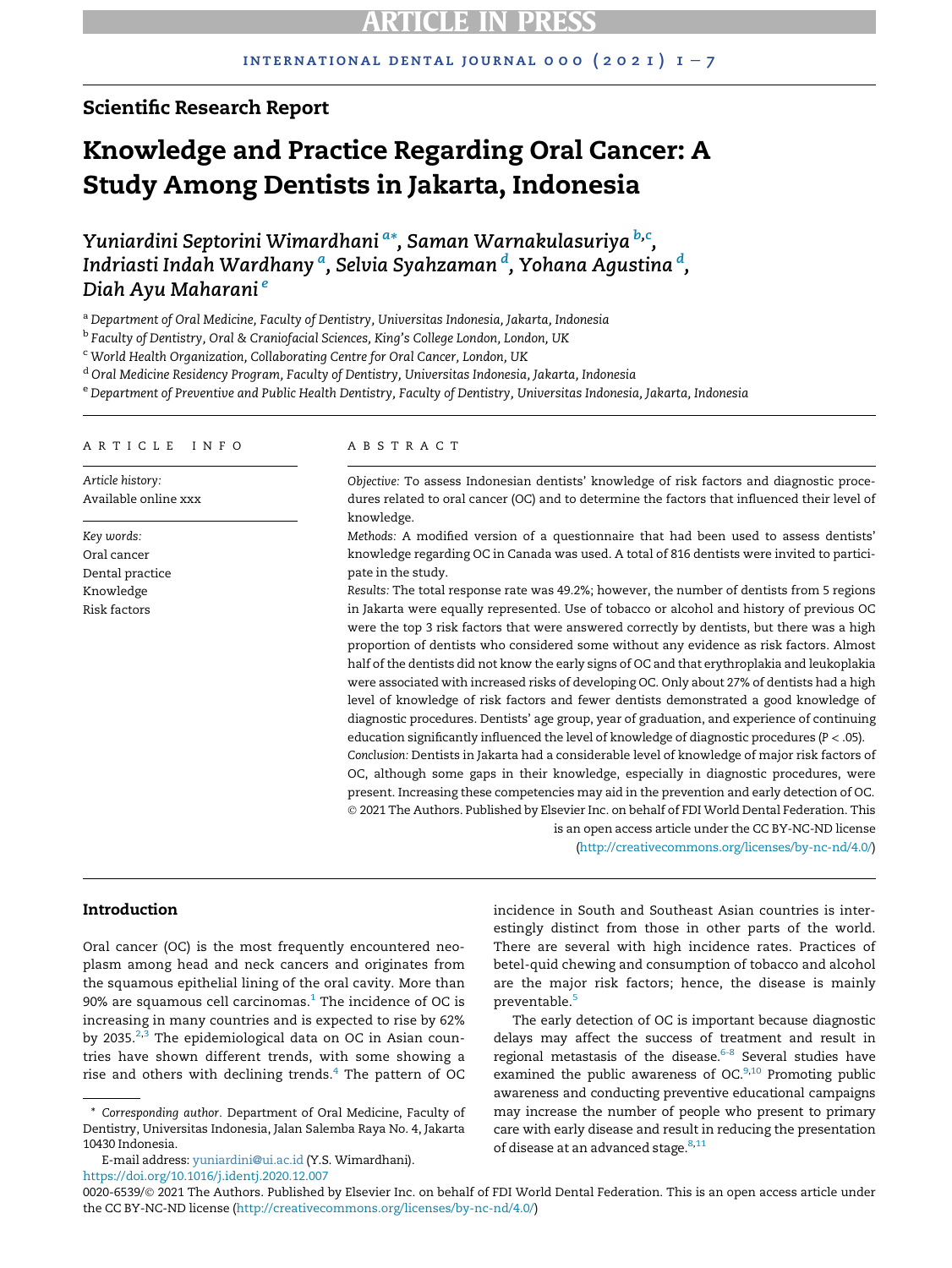Scientific Research Report

# Knowledge and Practice Regarding Oral Cancer: A Study Among Dentists in Jakarta, Indonesia

*Yuniardini Septorini Wimardhani [a*], Saman Warnakulasuriya [b,c], Indriasti Indah Wardhany [a], Selvia Syahzaman [d], Yohana Agustina [d], Diah Ayu Maharani [e]*

[a] Department of Oral Medicine, Faculty of Dentistry, Universitas Indonesia, Jakarta, Indonesia
[b] Faculty of Dentistry, Oral & Craniofacial Sciences, King's College London, London, UK
[c] World Health Organization, Collaborating Centre for Oral Cancer, London, UK
[d] Oral Medicine Residency Program, Faculty of Dentistry, Universitas Indonesia, Jakarta, Indonesia
[e] Department of Preventive and Public Health Dentistry, Faculty of Dentistry, Universitas Indonesia, Jakarta, Indonesia

## ARTICLE INFO

*Article history:*
Available online xxx

*Key words:*
Oral cancer
Dental practice
Knowledge
Risk factors

## ABSTRACT

*Objective:* To assess Indonesian dentists' knowledge of risk factors and diagnostic procedures related to oral cancer (OC) and to determine the factors that influenced their level of knowledge.

*Methods:* A modified version of a questionnaire that had been used to assess dentists' knowledge regarding OC in Canada was used. A total of 816 dentists were invited to participate in the study.

*Results:* The total response rate was 49.2%; however, the number of dentists from 5 regions in Jakarta were equally represented. Use of tobacco or alcohol and history of previous OC were the top 3 risk factors that were answered correctly by dentists, but there was a high proportion of dentists who considered some without any evidence as risk factors. Almost half of the dentists did not know the early signs of OC and that erythroplakia and leukoplakia were associated with increased risks of developing OC. Only about 27% of dentists had a high level of knowledge of risk factors and fewer dentists demonstrated a good knowledge of diagnostic procedures. Dentists' age group, year of graduation, and experience of continuing education significantly influenced the level of knowledge of diagnostic procedures ($P < .05$).

*Conclusion:* Dentists in Jakarta had a considerable level of knowledge of major risk factors of OC, although some gaps in their knowledge, especially in diagnostic procedures, were present. Increasing these competencies may aid in the prevention and early detection of OC.

© 2021 The Authors. Published by Elsevier Inc. on behalf of FDI World Dental Federation. This is an open access article under the CC BY-NC-ND license (http://creativecommons.org/licenses/by-nc-nd/4.0/)

## Introduction

Oral cancer (OC) is the most frequently encountered neoplasm among head and neck cancers and originates from the squamous epithelial lining of the oral cavity. More than 90% are squamous cell carcinomas.[1] The incidence of OC is increasing in many countries and is expected to rise by 62% by 2035.[2,3] The epidemiological data on OC in Asian countries have shown different trends, with some showing a rise and others with declining trends.[4] The pattern of OC incidence in South and Southeast Asian countries is interestingly distinct from those in other parts of the world. There are several with high incidence rates. Practices of betel-quid chewing and consumption of tobacco and alcohol are the major risk factors; hence, the disease is mainly preventable.[5]

The early detection of OC is important because diagnostic delays may affect the success of treatment and result in regional metastasis of the disease.[6-8] Several studies have examined the public awareness of OC.[9,10] Promoting public awareness and conducting preventive educational campaigns may increase the number of people who present to primary care with early disease and result in reducing the presentation of disease at an advanced stage.[8,11]

* *Corresponding author*. Department of Oral Medicine, Faculty of Dentistry, Universitas Indonesia, Jalan Salemba Raya No. 4, Jakarta 10430 Indonesia.

E-mail address: yuniardini@ui.ac.id (Y.S. Wimardhani).

https://doi.org/10.1016/j.identj.2020.12.007

0020-6539/© 2021 The Authors. Published by Elsevier Inc. on behalf of FDI World Dental Federation. This is an open access article under the CC BY-NC-ND license (http://creativecommons.org/licenses/by-nc-nd/4.0/)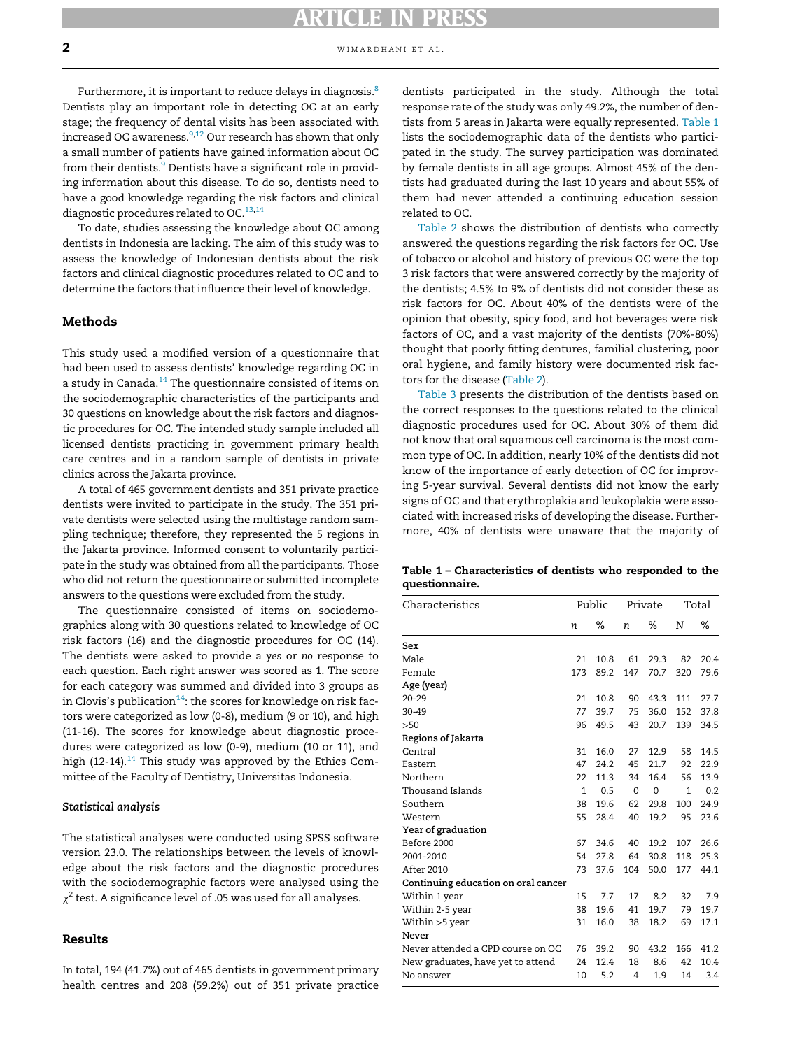Furthermore, it is important to reduce delays in diagnosis.[8] Dentists play an important role in detecting OC at an early stage; the frequency of dental visits has been associated with increased OC awareness.[9,12] Our research has shown that only a small number of patients have gained information about OC from their dentists.[9] Dentists have a significant role in providing information about this disease. To do so, dentists need to have a good knowledge regarding the risk factors and clinical diagnostic procedures related to OC.[13,14]

To date, studies assessing the knowledge about OC among dentists in Indonesia are lacking. The aim of this study was to assess the knowledge of Indonesian dentists about the risk factors and clinical diagnostic procedures related to OC and to determine the factors that influence their level of knowledge.

## Methods

This study used a modified version of a questionnaire that had been used to assess dentists' knowledge regarding OC in a study in Canada.[14] The questionnaire consisted of items on the sociodemographic characteristics of the participants and 30 questions on knowledge about the risk factors and diagnostic procedures for OC. The intended study sample included all licensed dentists practicing in government primary health care centres and in a random sample of dentists in private clinics across the Jakarta province.

A total of 465 government dentists and 351 private practice dentists were invited to participate in the study. The 351 private dentists were selected using the multistage random sampling technique; therefore, they represented the 5 regions in the Jakarta province. Informed consent to voluntarily participate in the study was obtained from all the participants. Those who did not return the questionnaire or submitted incomplete answers to the questions were excluded from the study.

The questionnaire consisted of items on sociodemographics along with 30 questions related to knowledge of OC risk factors (16) and the diagnostic procedures for OC (14). The dentists were asked to provide a *yes* or *no* response to each question. Each right answer was scored as 1. The score for each category was summed and divided into 3 groups as in Clovis's publication[14]: the scores for knowledge on risk factors were categorized as low (0-8), medium (9 or 10), and high (11-16). The scores for knowledge about diagnostic procedures were categorized as low (0-9), medium (10 or 11), and high (12-14).[14] This study was approved by the Ethics Committee of the Faculty of Dentistry, Universitas Indonesia.

### Statistical analysis

The statistical analyses were conducted using SPSS software version 23.0. The relationships between the levels of knowledge about the risk factors and the diagnostic procedures with the sociodemographic factors were analysed using the $\chi^2$ test. A significance level of .05 was used for all analyses.

## Results

In total, 194 (41.7%) out of 465 dentists in government primary health centres and 208 (59.2%) out of 351 private practice dentists participated in the study. Although the total response rate of the study was only 49.2%, the number of dentists from 5 areas in Jakarta were equally represented. Table 1 lists the sociodemographic data of the dentists who participated in the study. The survey participation was dominated by female dentists in all age groups. Almost 45% of the dentists had graduated during the last 10 years and about 55% of them had never attended a continuing education session related to OC.

Table 2 shows the distribution of dentists who correctly answered the questions regarding the risk factors for OC. Use of tobacco or alcohol and history of previous OC were the top 3 risk factors that were answered correctly by the majority of the dentists; 4.5% to 9% of dentists did not consider these as risk factors for OC. About 40% of the dentists were of the opinion that obesity, spicy food, and hot beverages were risk factors of OC, and a vast majority of the dentists (70%-80%) thought that poorly fitting dentures, familial clustering, poor oral hygiene, and family history were documented risk factors for the disease (Table 2).

Table 3 presents the distribution of the dentists based on the correct responses to the questions related to the clinical diagnostic procedures used for OC. About 30% of them did not know that oral squamous cell carcinoma is the most common type of OC. In addition, nearly 10% of the dentists did not know of the importance of early detection of OC for improving 5-year survival. Several dentists did not know the early signs of OC and that erythroplakia and leukoplakia were associated with increased risks of developing the disease. Furthermore, 40% of dentists were unaware that the majority of

**Table 1 – Characteristics of dentists who responded to the questionnaire.**

| Characteristics | Public | | Private | | Total | |
|---|---|---|---|---|---|---|
| | *n* | % | *n* | % | *N* | % |
| **Sex** | | | | | | |
| Male | 21 | 10.8 | 61 | 29.3 | 82 | 20.4 |
| Female | 173 | 89.2 | 147 | 70.7 | 320 | 79.6 |
| **Age (year)** | | | | | | |
| 20-29 | 21 | 10.8 | 90 | 43.3 | 111 | 27.7 |
| 30-49 | 77 | 39.7 | 75 | 36.0 | 152 | 37.8 |
| >50 | 96 | 49.5 | 43 | 20.7 | 139 | 34.5 |
| **Regions of Jakarta** | | | | | | |
| Central | 31 | 16.0 | 27 | 12.9 | 58 | 14.5 |
| Eastern | 47 | 24.2 | 45 | 21.7 | 92 | 22.9 |
| Northern | 22 | 11.3 | 34 | 16.4 | 56 | 13.9 |
| Thousand Islands | 1 | 0.5 | 0 | 0 | 1 | 0.2 |
| Southern | 38 | 19.6 | 62 | 29.8 | 100 | 24.9 |
| Western | 55 | 28.4 | 40 | 19.2 | 95 | 23.6 |
| **Year of graduation** | | | | | | |
| Before 2000 | 67 | 34.6 | 40 | 19.2 | 107 | 26.6 |
| 2001-2010 | 54 | 27.8 | 64 | 30.8 | 118 | 25.3 |
| After 2010 | 73 | 37.6 | 104 | 50.0 | 177 | 44.1 |
| **Continuing education on oral cancer** | | | | | | |
| Within 1 year | 15 | 7.7 | 17 | 8.2 | 32 | 7.9 |
| Within 2-5 year | 38 | 19.6 | 41 | 19.7 | 79 | 19.7 |
| Within >5 year | 31 | 16.0 | 38 | 18.2 | 69 | 17.1 |
| **Never** | | | | | | |
| Never attended a CPD course on OC | 76 | 39.2 | 90 | 43.2 | 166 | 41.2 |
| New graduates, have yet to attend | 24 | 12.4 | 18 | 8.6 | 42 | 10.4 |
| No answer | 10 | 5.2 | 4 | 1.9 | 14 | 3.4 |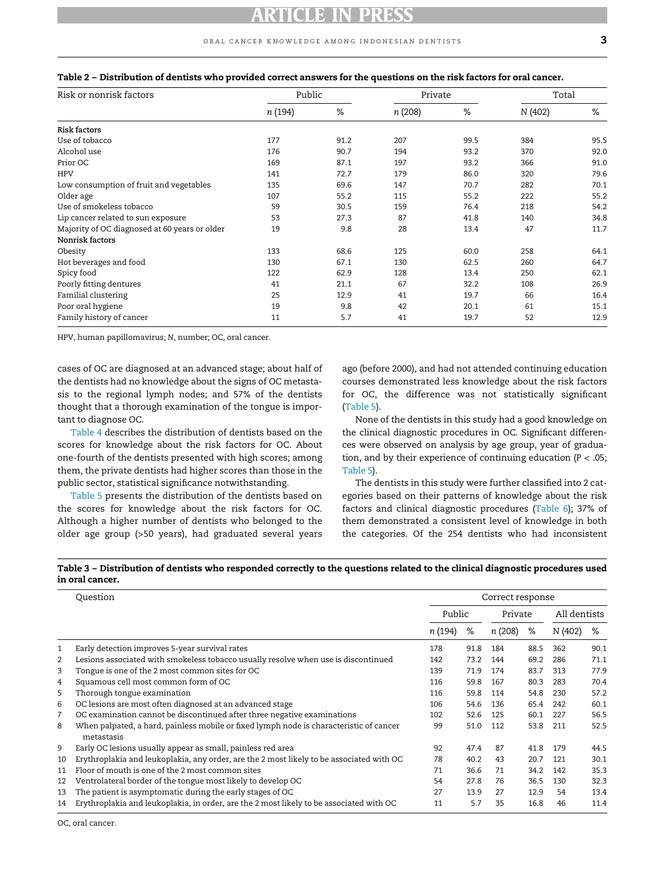**Table 2 – Distribution of dentists who provided correct answers for the questions on the risk factors for oral cancer.**

| Risk or nonrisk factors | Public | | Private | | Total | |
|---|---|---|---|---|---|---|
| | *n* (194) | % | *n* (208) | % | N (402) | % |
| **Risk factors** | | | | | | |
| Use of tobacco | 177 | 91.2 | 207 | 99.5 | 384 | 95.5 |
| Alcohol use | 176 | 90.7 | 194 | 93.2 | 370 | 92.0 |
| Prior OC | 169 | 87.1 | 197 | 93.2 | 366 | 91.0 |
| HPV | 141 | 72.7 | 179 | 86.0 | 320 | 79.6 |
| Low consumption of fruit and vegetables | 135 | 69.6 | 147 | 70.7 | 282 | 70.1 |
| Older age | 107 | 55.2 | 115 | 55.2 | 222 | 55.2 |
| Use of smokeless tobacco | 59 | 30.5 | 159 | 76.4 | 218 | 54.2 |
| Lip cancer related to sun exposure | 53 | 27.3 | 87 | 41.8 | 140 | 34.8 |
| Majority of OC diagnosed at 60 years or older | 19 | 9.8 | 28 | 13.4 | 47 | 11.7 |
| **Nonrisk factors** | | | | | | |
| Obesity | 133 | 68.6 | 125 | 60.0 | 258 | 64.1 |
| Hot beverages and food | 130 | 67.1 | 130 | 62.5 | 260 | 64.7 |
| Spicy food | 122 | 62.9 | 128 | 13.4 | 250 | 62.1 |
| Poorly fitting dentures | 41 | 21.1 | 67 | 32.2 | 108 | 26.9 |
| Familial clustering | 25 | 12.9 | 41 | 19.7 | 66 | 16.4 |
| Poor oral hygiene | 19 | 9.8 | 42 | 20.1 | 61 | 15.1 |
| Family history of cancer | 11 | 5.7 | 41 | 19.7 | 52 | 12.9 |

HPV, human papillomavirus; N, number; OC, oral cancer.

cases of OC are diagnosed at an advanced stage; about half of the dentists had no knowledge about the signs of OC metastasis to the regional lymph nodes; and 57% of the dentists thought that a thorough examination of the tongue is important to diagnose OC.

Table 4 describes the distribution of dentists based on the scores for knowledge about the risk factors for OC. About one-fourth of the dentists presented with high scores; among them, the private dentists had higher scores than those in the public sector, statistical significance notwithstanding.

Table 5 presents the distribution of the dentists based on the scores for knowledge about the risk factors for OC. Although a higher number of dentists who belonged to the older age group (>50 years), had graduated several years ago (before 2000), and had not attended continuing education courses demonstrated less knowledge about the risk factors for OC, the difference was not statistically significant (Table 5).

None of the dentists in this study had a good knowledge on the clinical diagnostic procedures in OC. Significant differences were observed on analysis by age group, year of graduation, and by their experience of continuing education ($P < .05$; Table 5).

The dentists in this study were further classified into 2 categories based on their patterns of knowledge about the risk factors and clinical diagnostic procedures (Table 6); 37% of them demonstrated a consistent level of knowledge in both the categories. Of the 254 dentists who had inconsistent

**Table 3 – Distribution of dentists who responded correctly to the questions related to the clinical diagnostic procedures used in oral cancer.**

| | Question | Correct response | | | | | |
|---|---|---|---|---|---|---|---|
| | | Public | | Private | | All dentists | |
| | | *n* (194) | % | *n* (208) | % | N (402) | % |
| 1 | Early detection improves 5-year survival rates | 178 | 91.8 | 184 | 88.5 | 362 | 90.1 |
| 2 | Lesions associated with smokeless tobacco usually resolve when use is discontinued | 142 | 73.2 | 144 | 69.2 | 286 | 71.1 |
| 3 | Tongue is one of the 2 most common sites for OC | 139 | 71.9 | 174 | 83.7 | 313 | 77.9 |
| 4 | Squamous cell most common form of OC | 116 | 59.8 | 167 | 80.3 | 283 | 70.4 |
| 5 | Thorough tongue examination | 116 | 59.8 | 114 | 54.8 | 230 | 57.2 |
| 6 | OC lesions are most often diagnosed at an advanced stage | 106 | 54.6 | 136 | 65.4 | 242 | 60.1 |
| 7 | OC examination cannot be discontinued after three negative examinations | 102 | 52.6 | 125 | 60.1 | 227 | 56.5 |
| 8 | When palpated, a hard, painless mobile or fixed lymph node is characteristic of cancer metastasis | 99 | 51.0 | 112 | 53.8 | 211 | 52.5 |
| 9 | Early OC lesions usually appear as small, painless red area | 92 | 47.4 | 87 | 41.8 | 179 | 44.5 |
| 10 | Erythroplakia and leukoplakia, any order, are the 2 most likely to be associated with OC | 78 | 40.2 | 43 | 20.7 | 121 | 30.1 |
| 11 | Floor of mouth is one of the 2 most common sites | 71 | 36.6 | 71 | 34.2 | 142 | 35.3 |
| 12 | Ventrolateral border of the tongue most likely to develop OC | 54 | 27.8 | 76 | 36.5 | 130 | 32.3 |
| 13 | The patient is asymptomatic during the early stages of OC | 27 | 13.9 | 27 | 12.9 | 54 | 13.4 |
| 14 | Erythroplakia and leukoplakia, in order, are the 2 most likely to be associated with OC | 11 | 5.7 | 35 | 16.8 | 46 | 11.4 |

OC, oral cancer.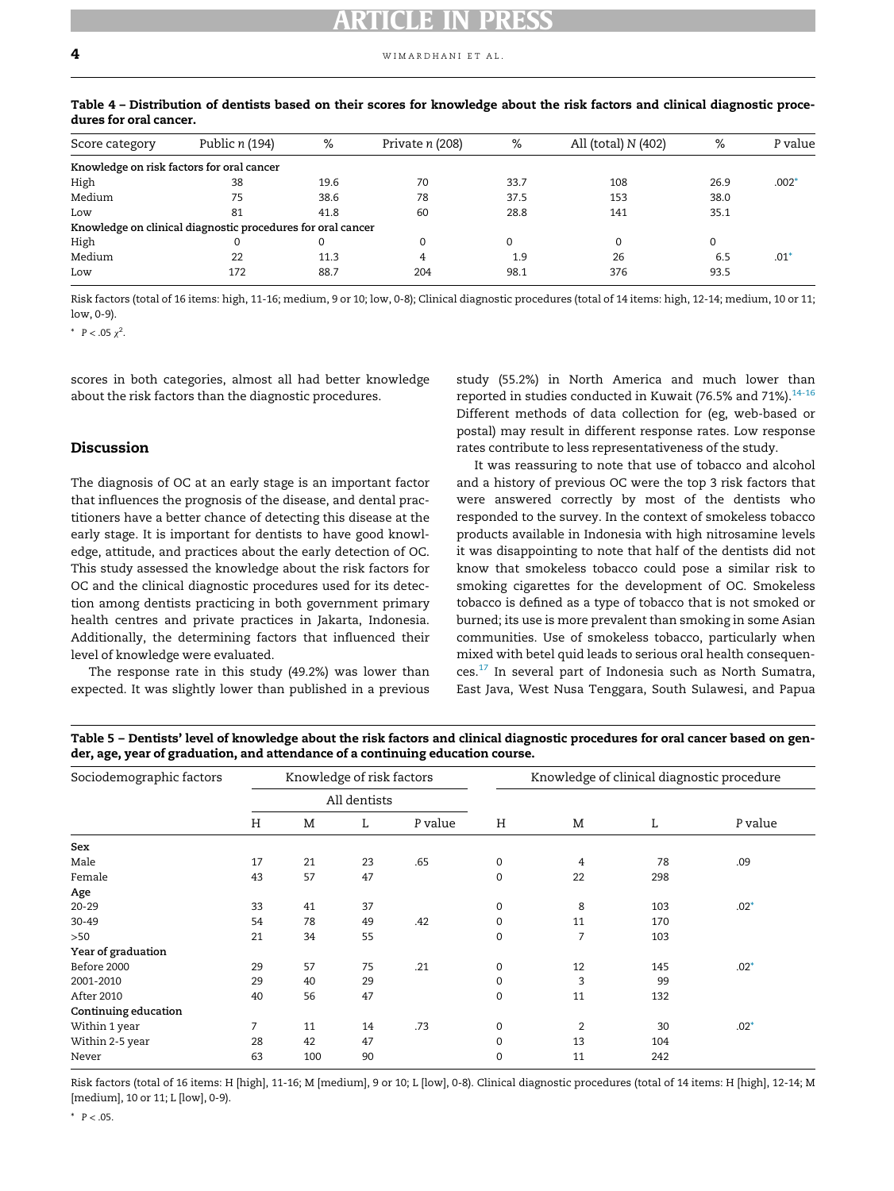**Table 4 – Distribution of dentists based on their scores for knowledge about the risk factors and clinical diagnostic procedures for oral cancer.**

| Score category | Public n (194) | % | Private n (208) | % | All (total) N (402) | % | P value |
|---|---|---|---|---|---|---|---|
| Knowledge on risk factors for oral cancer | | | | | | | |
| High | 38 | 19.6 | 70 | 33.7 | 108 | 26.9 | .002* |
| Medium | 75 | 38.6 | 78 | 37.5 | 153 | 38.0 | |
| Low | 81 | 41.8 | 60 | 28.8 | 141 | 35.1 | |
| Knowledge on clinical diagnostic procedures for oral cancer | | | | | | | |
| High | 0 | 0 | 0 | 0 | 0 | 0 | |
| Medium | 22 | 11.3 | 4 | 1.9 | 26 | 6.5 | .01* |
| Low | 172 | 88.7 | 204 | 98.1 | 376 | 93.5 | |

Risk factors (total of 16 items: high, 11-16; medium, 9 or 10; low, 0-8); Clinical diagnostic procedures (total of 14 items: high, 12-14; medium, 10 or 11; low, 0-9).

\* $P < .05$ $\chi^2$.

scores in both categories, almost all had better knowledge about the risk factors than the diagnostic procedures.

## Discussion

The diagnosis of OC at an early stage is an important factor that influences the prognosis of the disease, and dental practitioners have a better chance of detecting this disease at the early stage. It is important for dentists to have good knowledge, attitude, and practices about the early detection of OC. This study assessed the knowledge about the risk factors for OC and the clinical diagnostic procedures used for its detection among dentists practicing in both government primary health centres and private practices in Jakarta, Indonesia. Additionally, the determining factors that influenced their level of knowledge were evaluated.

The response rate in this study (49.2%) was lower than expected. It was slightly lower than published in a previous study (55.2%) in North America and much lower than reported in studies conducted in Kuwait (76.5% and 71%).[14-16] Different methods of data collection for (eg, web-based or postal) may result in different response rates. Low response rates contribute to less representativeness of the study.

It was reassuring to note that use of tobacco and alcohol and a history of previous OC were the top 3 risk factors that were answered correctly by most of the dentists who responded to the survey. In the context of smokeless tobacco products available in Indonesia with high nitrosamine levels it was disappointing to note that half of the dentists did not know that smokeless tobacco could pose a similar risk to smoking cigarettes for the development of OC. Smokeless tobacco is defined as a type of tobacco that is not smoked or burned; its use is more prevalent than smoking in some Asian communities. Use of smokeless tobacco, particularly when mixed with betel quid leads to serious oral health consequences.[17] In several part of Indonesia such as North Sumatra, East Java, West Nusa Tenggara, South Sulawesi, and Papua

**Table 5 – Dentists' level of knowledge about the risk factors and clinical diagnostic procedures for oral cancer based on gender, age, year of graduation, and attendance of a continuing education course.**

| Sociodemographic factors | Knowledge of risk factors | | | | Knowledge of clinical diagnostic procedure | | | |
|---|---|---|---|---|---|---|---|---|
| | All dentists | | | | | | | |
| | H | M | L | P value | H | M | L | P value |
| **Sex** | | | | | | | | |
| Male | 17 | 21 | 23 | .65 | 0 | 4 | 78 | .09 |
| Female | 43 | 57 | 47 | | 0 | 22 | 298 | |
| **Age** | | | | | | | | |
| 20-29 | 33 | 41 | 37 | | 0 | 8 | 103 | .02* |
| 30-49 | 54 | 78 | 49 | .42 | 0 | 11 | 170 | |
| >50 | 21 | 34 | 55 | | 0 | 7 | 103 | |
| **Year of graduation** | | | | | | | | |
| Before 2000 | 29 | 57 | 75 | .21 | 0 | 12 | 145 | .02* |
| 2001-2010 | 29 | 40 | 29 | | 0 | 3 | 99 | |
| After 2010 | 40 | 56 | 47 | | 0 | 11 | 132 | |
| **Continuing education** | | | | | | | | |
| Within 1 year | 7 | 11 | 14 | .73 | 0 | 2 | 30 | .02* |
| Within 2-5 year | 28 | 42 | 47 | | 0 | 13 | 104 | |
| Never | 63 | 100 | 90 | | 0 | 11 | 242 | |

Risk factors (total of 16 items: H [high], 11-16; M [medium], 9 or 10; L [low], 0-8). Clinical diagnostic procedures (total of 14 items: H [high], 12-14; M [medium], 10 or 11; L [low], 0-9).

\* $P < .05$.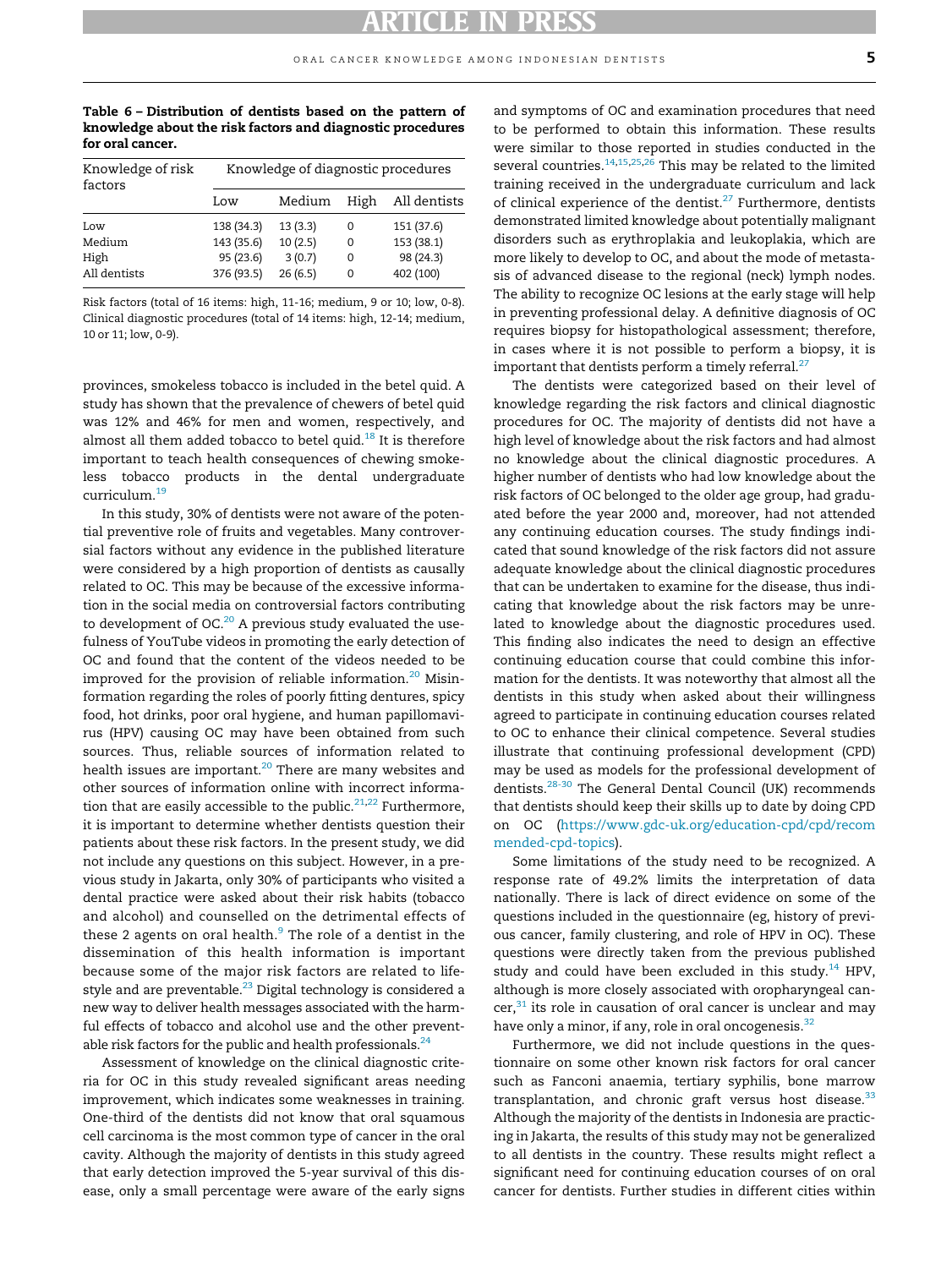**Table 6 – Distribution of dentists based on the pattern of knowledge about the risk factors and diagnostic procedures for oral cancer.**

| Knowledge of risk factors | Knowledge of diagnostic procedures | | | |
|---|---|---|---|---|
| | Low | Medium | High | All dentists |
| Low | 138 (34.3) | 13 (3.3) | 0 | 151 (37.6) |
| Medium | 143 (35.6) | 10 (2.5) | 0 | 153 (38.1) |
| High | 95 (23.6) | 3 (0.7) | 0 | 98 (24.3) |
| All dentists | 376 (93.5) | 26 (6.5) | 0 | 402 (100) |

Risk factors (total of 16 items: high, 11-16; medium, 9 or 10; low, 0-8). Clinical diagnostic procedures (total of 14 items: high, 12-14; medium, 10 or 11; low, 0-9).

provinces, smokeless tobacco is included in the betel quid. A study has shown that the prevalence of chewers of betel quid was 12% and 46% for men and women, respectively, and almost all them added tobacco to betel quid.[18] It is therefore important to teach health consequences of chewing smokeless tobacco products in the dental undergraduate curriculum.[19]

In this study, 30% of dentists were not aware of the potential preventive role of fruits and vegetables. Many controversial factors without any evidence in the published literature were considered by a high proportion of dentists as causally related to OC. This may be because of the excessive information in the social media on controversial factors contributing to development of OC.[20] A previous study evaluated the usefulness of YouTube videos in promoting the early detection of OC and found that the content of the videos needed to be improved for the provision of reliable information.[20] Misinformation regarding the roles of poorly fitting dentures, spicy food, hot drinks, poor oral hygiene, and human papillomavirus (HPV) causing OC may have been obtained from such sources. Thus, reliable sources of information related to health issues are important.[20] There are many websites and other sources of information online with incorrect information that are easily accessible to the public.[21,22] Furthermore, it is important to determine whether dentists question their patients about these risk factors. In the present study, we did not include any questions on this subject. However, in a previous study in Jakarta, only 30% of participants who visited a dental practice were asked about their risk habits (tobacco and alcohol) and counselled on the detrimental effects of these 2 agents on oral health.[9] The role of a dentist in the dissemination of this health information is important because some of the major risk factors are related to lifestyle and are preventable.[23] Digital technology is considered a new way to deliver health messages associated with the harmful effects of tobacco and alcohol use and the other preventable risk factors for the public and health professionals.[24]

Assessment of knowledge on the clinical diagnostic criteria for OC in this study revealed significant areas needing improvement, which indicates some weaknesses in training. One-third of the dentists did not know that oral squamous cell carcinoma is the most common type of cancer in the oral cavity. Although the majority of dentists in this study agreed that early detection improved the 5-year survival of this disease, only a small percentage were aware of the early signs and symptoms of OC and examination procedures that need to be performed to obtain this information. These results were similar to those reported in studies conducted in the several countries.[14,15,25,26] This may be related to the limited training received in the undergraduate curriculum and lack of clinical experience of the dentist.[27] Furthermore, dentists demonstrated limited knowledge about potentially malignant disorders such as erythroplakia and leukoplakia, which are more likely to develop to OC, and about the mode of metastasis of advanced disease to the regional (neck) lymph nodes. The ability to recognize OC lesions at the early stage will help in preventing professional delay. A definitive diagnosis of OC requires biopsy for histopathological assessment; therefore, in cases where it is not possible to perform a biopsy, it is important that dentists perform a timely referral.[27]

The dentists were categorized based on their level of knowledge regarding the risk factors and clinical diagnostic procedures for OC. The majority of dentists did not have a high level of knowledge about the risk factors and had almost no knowledge about the clinical diagnostic procedures. A higher number of dentists who had low knowledge about the risk factors of OC belonged to the older age group, had graduated before the year 2000 and, moreover, had not attended any continuing education courses. The study findings indicated that sound knowledge of the risk factors did not assure adequate knowledge about the clinical diagnostic procedures that can be undertaken to examine for the disease, thus indicating that knowledge about the risk factors may be unrelated to knowledge about the diagnostic procedures used. This finding also indicates the need to design an effective continuing education course that could combine this information for the dentists. It was noteworthy that almost all the dentists in this study when asked about their willingness agreed to participate in continuing education courses related to OC to enhance their clinical competence. Several studies illustrate that continuing professional development (CPD) may be used as models for the professional development of dentists.[28-30] The General Dental Council (UK) recommends that dentists should keep their skills up to date by doing CPD on OC (https://www.gdc-uk.org/education-cpd/cpd/recommended-cpd-topics).

Some limitations of the study need to be recognized. A response rate of 49.2% limits the interpretation of data nationally. There is lack of direct evidence on some of the questions included in the questionnaire (eg, history of previous cancer, family clustering, and role of HPV in OC). These questions were directly taken from the previous published study and could have been excluded in this study.[14] HPV, although is more closely associated with oropharyngeal cancer,[31] its role in causation of oral cancer is unclear and may have only a minor, if any, role in oral oncogenesis.[32]

Furthermore, we did not include questions in the questionnaire on some other known risk factors for oral cancer such as Fanconi anaemia, tertiary syphilis, bone marrow transplantation, and chronic graft versus host disease.[33] Although the majority of the dentists in Indonesia are practicing in Jakarta, the results of this study may not be generalized to all dentists in the country. These results might reflect a significant need for continuing education courses of on oral cancer for dentists. Further studies in different cities within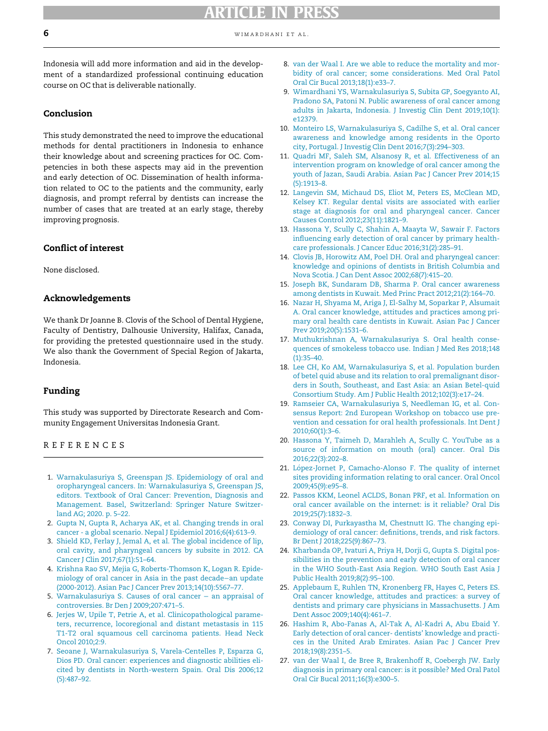Indonesia will add more information and aid in the development of a standardized professional continuing education course on OC that is deliverable nationally.

## Conclusion

This study demonstrated the need to improve the educational methods for dental practitioners in Indonesia to enhance their knowledge about and screening practices for OC. Competencies in both these aspects may aid in the prevention and early detection of OC. Dissemination of health information related to OC to the patients and the community, early diagnosis, and prompt referral by dentists can increase the number of cases that are treated at an early stage, thereby improving prognosis.

## Conflict of interest

None disclosed.

## Acknowledgements

We thank Dr Joanne B. Clovis of the School of Dental Hygiene, Faculty of Dentistry, Dalhousie University, Halifax, Canada, for providing the pretested questionnaire used in the study. We also thank the Government of Special Region of Jakarta, Indonesia.

## Funding

This study was supported by Directorate Research and Community Engagement Universitas Indonesia Grant.

## REFERENCES

1. Warnakulasuriya S, Greenspan JS. Epidemiology of oral and oropharyngeal cancers. In: Warnakulasuriya S, Greenspan JS, editors. Textbook of Oral Cancer: Prevention, Diagnosis and Management. Basel, Switzerland: Springer Nature Switzerland AG; 2020. p. 5–22.
2. Gupta N, Gupta R, Acharya AK, et al. Changing trends in oral cancer - a global scenario. Nepal J Epidemiol 2016;6(4):613–9.
3. Shield KD, Ferlay J, Jemal A, et al. The global incidence of lip, oral cavity, and pharyngeal cancers by subsite in 2012. CA Cancer J Clin 2017;67(1):51–64.
4. Krishna Rao SV, Mejia G, Roberts-Thomson K, Logan R. Epidemiology of oral cancer in Asia in the past decade−an update (2000-2012). Asian Pac J Cancer Prev 2013;14(10):5567–77.
5. Warnakulasuriya S. Causes of oral cancer − an appraisal of controversies. Br Den J 2009;207:471–5.
6. Jerjes W, Upile T, Petrie A, et al. Clinicopathological parameters, recurrence, locoregional and distant metastasis in 115 T1-T2 oral squamous cell carcinoma patients. Head Neck Oncol 2010;2:9.
7. Seoane J, Warnakulasuriya S, Varela-Centelles P, Esparza G, Dios PD. Oral cancer: experiences and diagnostic abilities elicited by dentists in North-western Spain. Oral Dis 2006;12 (5):487–92.
8. van der Waal I. Are we able to reduce the mortality and morbidity of oral cancer; some considerations. Med Oral Patol Oral Cir Bucal 2013;18(1):e33–7.
9. Wimardhani YS, Warnakulasuriya S, Subita GP, Soegyanto AI, Pradono SA, Patoni N. Public awareness of oral cancer among adults in Jakarta, Indonesia. J Investig Clin Dent 2019;10(1): e12379.
10. Monteiro LS, Warnakulasuriya S, Cadilhe S, et al. Oral cancer awareness and knowledge among residents in the Oporto city, Portugal. J Investig Clin Dent 2016;7(3):294–303.
11. Quadri MF, Saleh SM, Alsanosy R, et al. Effectiveness of an intervention program on knowledge of oral cancer among the youth of Jazan, Saudi Arabia. Asian Pac J Cancer Prev 2014;15 (5):1913–8.
12. Langevin SM, Michaud DS, Eliot M, Peters ES, McClean MD, Kelsey KT. Regular dental visits are associated with earlier stage at diagnosis for oral and pharyngeal cancer. Cancer Causes Control 2012;23(11):1821–9.
13. Hassona Y, Scully C, Shahin A, Maayta W, Sawair F. Factors influencing early detection of oral cancer by primary health-care professionals. J Cancer Educ 2016;31(2):285–91.
14. Clovis JB, Horowitz AM, Poel DH. Oral and pharyngeal cancer: knowledge and opinions of dentists in British Columbia and Nova Scotia. J Can Dent Assoc 2002;68(7):415–20.
15. Joseph BK, Sundaram DB, Sharma P. Oral cancer awareness among dentists in Kuwait. Med Princ Pract 2012;21(2):164–70.
16. Nazar H, Shyama M, Ariga J, El-Salhy M, Soparkar P, Alsumait A. Oral cancer knowledge, attitudes and practices among primary oral health care dentists in Kuwait. Asian Pac J Cancer Prev 2019;20(5):1531–6.
17. Muthukrishnan A, Warnakulasuriya S. Oral health consequences of smokeless tobacco use. Indian J Med Res 2018;148 (1):35–40.
18. Lee CH, Ko AM, Warnakulasuriya S, et al. Population burden of betel quid abuse and its relation to oral premalignant disorders in South, Southeast, and East Asia: an Asian Betel-quid Consortium Study. Am J Public Health 2012;102(3):e17–24.
19. Ramseier CA, Warnakulasuriya S, Needleman IG, et al. Consensus Report: 2nd European Workshop on tobacco use prevention and cessation for oral health professionals. Int Dent J 2010;60(1):3–6.
20. Hassona Y, Taimeh D, Marahleh A, Scully C. YouTube as a source of information on mouth (oral) cancer. Oral Dis 2016;22(3):202–8.
21. López-Jornet P, Camacho-Alonso F. The quality of internet sites providing information relating to oral cancer. Oral Oncol 2009;45(9):e95–8.
22. Passos KKM, Leonel ACLDS, Bonan PRF, et al. Information on oral cancer available on the internet: is it reliable? Oral Dis 2019;25(7):1832–3.
23. Conway DI, Purkayastha M, Chestnutt IG. The changing epidemiology of oral cancer: definitions, trends, and risk factors. Br Dent J 2018;225(9):867–73.
24. Kharbanda OP, Ivaturi A, Priya H, Dorji G, Gupta S. Digital possibilities in the prevention and early detection of oral cancer in the WHO South-East Asia Region. WHO South East Asia J Public Health 2019;8(2):95–100.
25. Applebaum E, Ruhlen TN, Kronenberg FR, Hayes C, Peters ES. Oral cancer knowledge, attitudes and practices: a survey of dentists and primary care physicians in Massachusetts. J Am Dent Assoc 2009;140(4):461–7.
26. Hashim R, Abo-Fanas A, Al-Tak A, Al-Kadri A, Abu Ebaid Y. Early detection of oral cancer- dentists' knowledge and practices in the United Arab Emirates. Asian Pac J Cancer Prev 2018;19(8):2351–5.
27. van der Waal I, de Bree R, Brakenhoff R, Coebergh JW. Early diagnosis in primary oral cancer: is it possible? Med Oral Patol Oral Cir Bucal 2011;16(3):e300–5.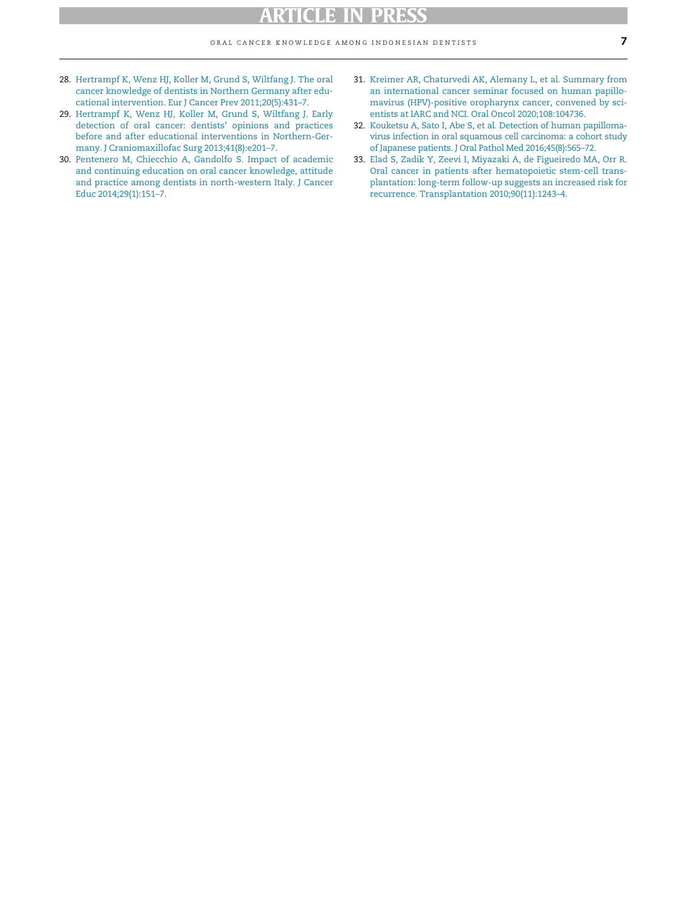28. Hertrampf K, Wenz HJ, Koller M, Grund S, Wiltfang J. The oral cancer knowledge of dentists in Northern Germany after educational intervention. Eur J Cancer Prev 2011;20(5):431–7.
29. Hertrampf K, Wenz HJ, Koller M, Grund S, Wiltfang J. Early detection of oral cancer: dentists' opinions and practices before and after educational interventions in Northern-Germany. J Craniomaxillofac Surg 2013;41(8):e201–7.
30. Pentenero M, Chiecchio A, Gandolfo S. Impact of academic and continuing education on oral cancer knowledge, attitude and practice among dentists in north-western Italy. J Cancer Educ 2014;29(1):151–7.
31. Kreimer AR, Chaturvedi AK, Alemany L, et al. Summary from an international cancer seminar focused on human papillomavirus (HPV)-positive oropharynx cancer, convened by scientists at IARC and NCI. Oral Oncol 2020;108:104736.
32. Kouketsu A, Sato I, Abe S, et al. Detection of human papillomavirus infection in oral squamous cell carcinoma: a cohort study of Japanese patients. J Oral Pathol Med 2016;45(8):565–72.
33. Elad S, Zadik Y, Zeevi I, Miyazaki A, de Figueiredo MA, Orr R. Oral cancer in patients after hematopoietic stem-cell transplantation: long-term follow-up suggests an increased risk for recurrence. Transplantation 2010;90(11):1243–4.